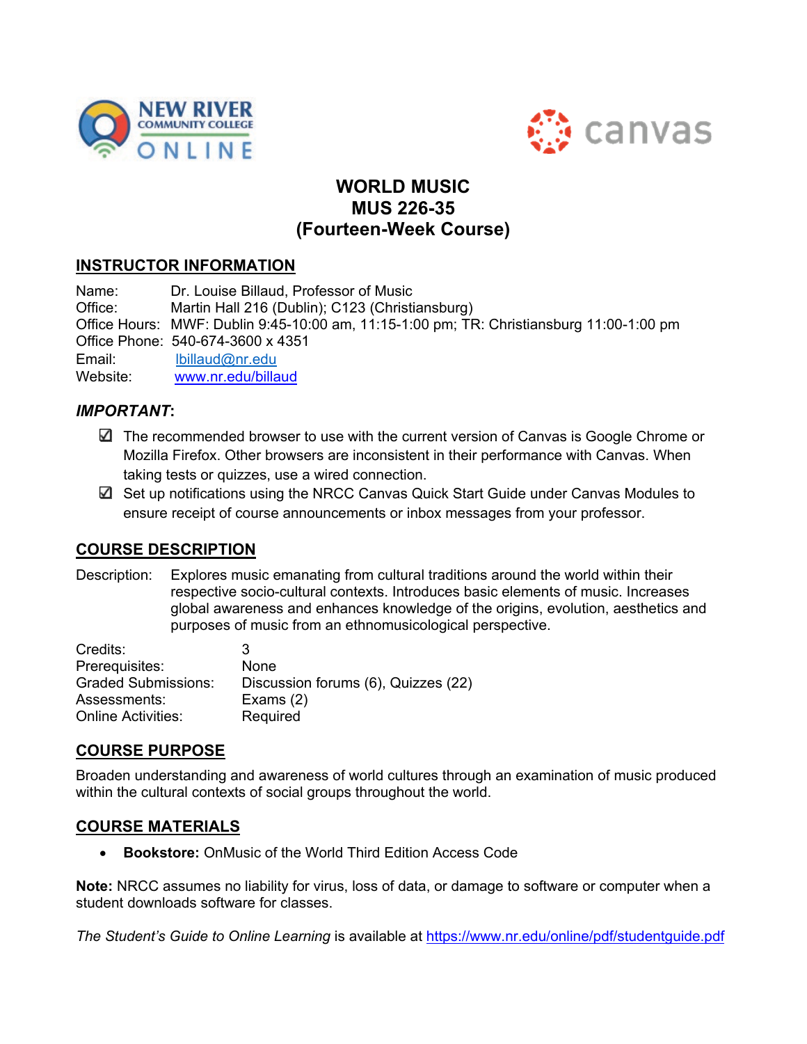# WORLD MUSIC
# MUS 226-35
# (Fourteen-Week Course)

## INSTRUCTOR INFORMATION

Name: Dr. Louise Billaud, Professor of Music
Office: Martin Hall 216 (Dublin); C123 (Christiansburg)
Office Hours: MWF: Dublin 9:45-10:00 am, 11:15-1:00 pm; TR: Christiansburg 11:00-1:00 pm
Office Phone: 540-674-3600 x 4351
Email: lbillaud@nr.edu
Website: www.nr.edu/billaud

### *IMPORTANT*:

- ☑ The recommended browser to use with the current version of Canvas is Google Chrome or Mozilla Firefox. Other browsers are inconsistent in their performance with Canvas. When taking tests or quizzes, use a wired connection.
- ☑ Set up notifications using the NRCC Canvas Quick Start Guide under Canvas Modules to ensure receipt of course announcements or inbox messages from your professor.

## COURSE DESCRIPTION

Description: Explores music emanating from cultural traditions around the world within their respective socio-cultural contexts. Introduces basic elements of music. Increases global awareness and enhances knowledge of the origins, evolution, aesthetics and purposes of music from an ethnomusicological perspective.

Credits: 3
Prerequisites: None
Graded Submissions: Discussion forums (6), Quizzes (22)
Assessments: Exams (2)
Online Activities: Required

## COURSE PURPOSE

Broaden understanding and awareness of world cultures through an examination of music produced within the cultural contexts of social groups throughout the world.

## COURSE MATERIALS

- **Bookstore:** OnMusic of the World Third Edition Access Code

**Note:** NRCC assumes no liability for virus, loss of data, or damage to software or computer when a student downloads software for classes.

*The Student's Guide to Online Learning* is available at https://www.nr.edu/online/pdf/studentguide.pdf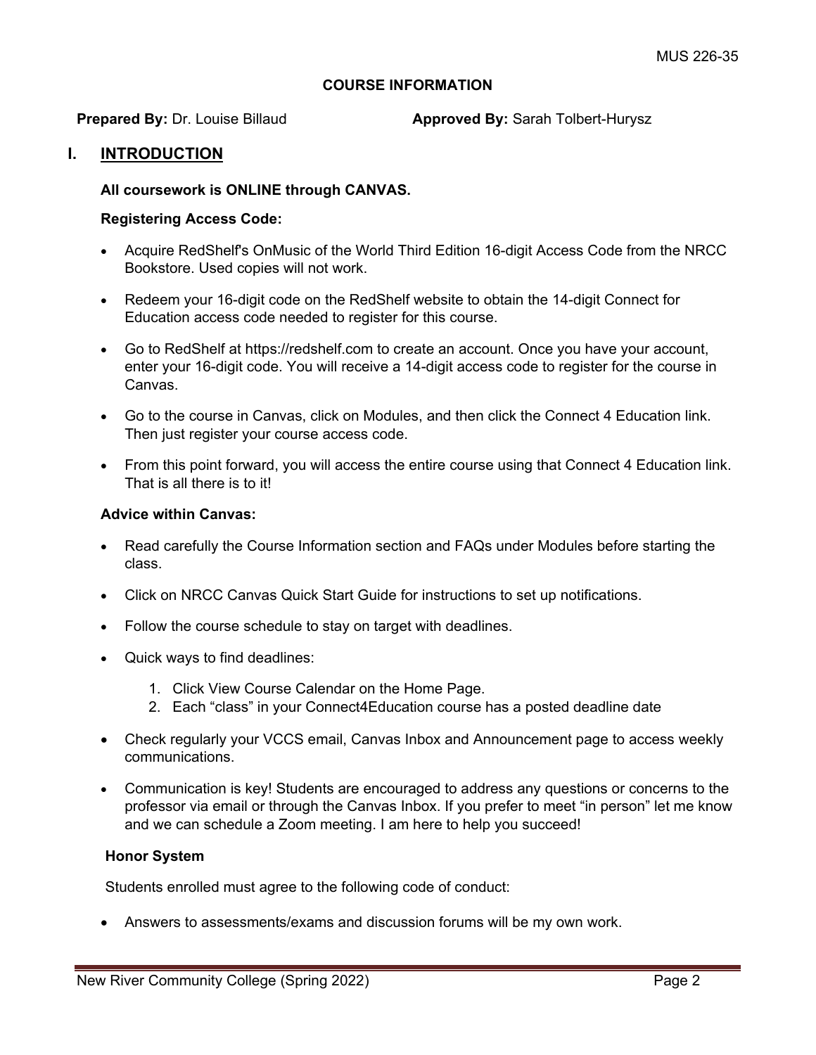**COURSE INFORMATION**

**Prepared By:** Dr. Louise Billaud **Approved By:** Sarah Tolbert-Hurysz

## I. INTRODUCTION

**All coursework is ONLINE through CANVAS.**

**Registering Access Code:**

- Acquire RedShelf's OnMusic of the World Third Edition 16-digit Access Code from the NRCC Bookstore. Used copies will not work.
- Redeem your 16-digit code on the RedShelf website to obtain the 14-digit Connect for Education access code needed to register for this course.
- Go to RedShelf at https://redshelf.com to create an account. Once you have your account, enter your 16-digit code. You will receive a 14-digit access code to register for the course in Canvas.
- Go to the course in Canvas, click on Modules, and then click the Connect 4 Education link. Then just register your course access code.
- From this point forward, you will access the entire course using that Connect 4 Education link. That is all there is to it!

**Advice within Canvas:**

- Read carefully the Course Information section and FAQs under Modules before starting the class.
- Click on NRCC Canvas Quick Start Guide for instructions to set up notifications.
- Follow the course schedule to stay on target with deadlines.
- Quick ways to find deadlines:
  1. Click View Course Calendar on the Home Page.
  2. Each "class" in your Connect4Education course has a posted deadline date
- Check regularly your VCCS email, Canvas Inbox and Announcement page to access weekly communications.
- Communication is key! Students are encouraged to address any questions or concerns to the professor via email or through the Canvas Inbox. If you prefer to meet "in person" let me know and we can schedule a Zoom meeting. I am here to help you succeed!

**Honor System**

Students enrolled must agree to the following code of conduct:

- Answers to assessments/exams and discussion forums will be my own work.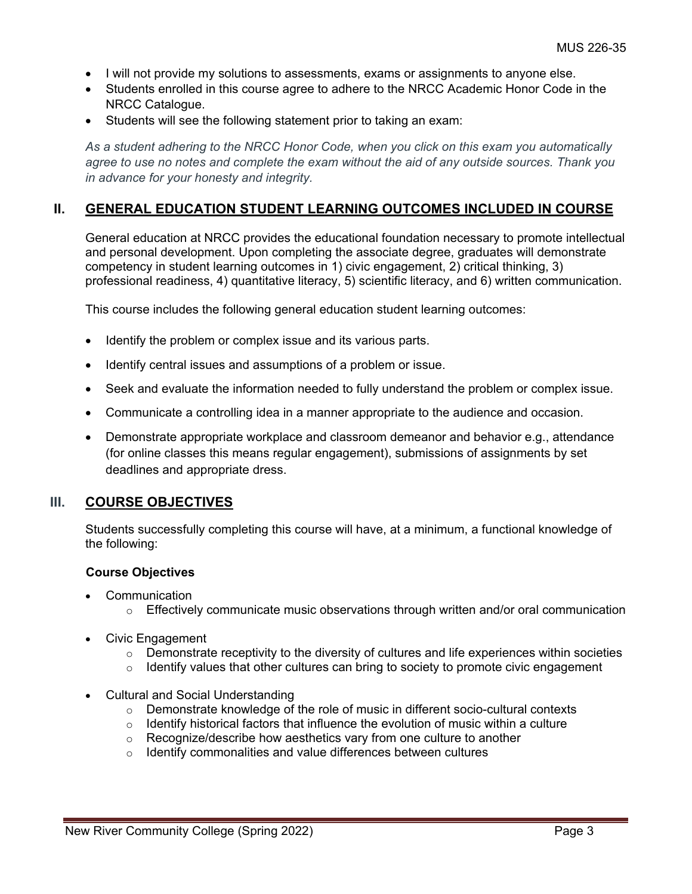- I will not provide my solutions to assessments, exams or assignments to anyone else.
- Students enrolled in this course agree to adhere to the NRCC Academic Honor Code in the NRCC Catalogue.
- Students will see the following statement prior to taking an exam:

*As a student adhering to the NRCC Honor Code, when you click on this exam you automatically agree to use no notes and complete the exam without the aid of any outside sources. Thank you in advance for your honesty and integrity.*

## II. GENERAL EDUCATION STUDENT LEARNING OUTCOMES INCLUDED IN COURSE

General education at NRCC provides the educational foundation necessary to promote intellectual and personal development. Upon completing the associate degree, graduates will demonstrate competency in student learning outcomes in 1) civic engagement, 2) critical thinking, 3) professional readiness, 4) quantitative literacy, 5) scientific literacy, and 6) written communication.

This course includes the following general education student learning outcomes:

- Identify the problem or complex issue and its various parts.
- Identify central issues and assumptions of a problem or issue.
- Seek and evaluate the information needed to fully understand the problem or complex issue.
- Communicate a controlling idea in a manner appropriate to the audience and occasion.
- Demonstrate appropriate workplace and classroom demeanor and behavior e.g., attendance (for online classes this means regular engagement), submissions of assignments by set deadlines and appropriate dress.

## III. COURSE OBJECTIVES

Students successfully completing this course will have, at a minimum, a functional knowledge of the following:

**Course Objectives**

- Communication
  - Effectively communicate music observations through written and/or oral communication
- Civic Engagement
  - Demonstrate receptivity to the diversity of cultures and life experiences within societies
  - Identify values that other cultures can bring to society to promote civic engagement
- Cultural and Social Understanding
  - Demonstrate knowledge of the role of music in different socio-cultural contexts
  - Identify historical factors that influence the evolution of music within a culture
  - Recognize/describe how aesthetics vary from one culture to another
  - Identify commonalities and value differences between cultures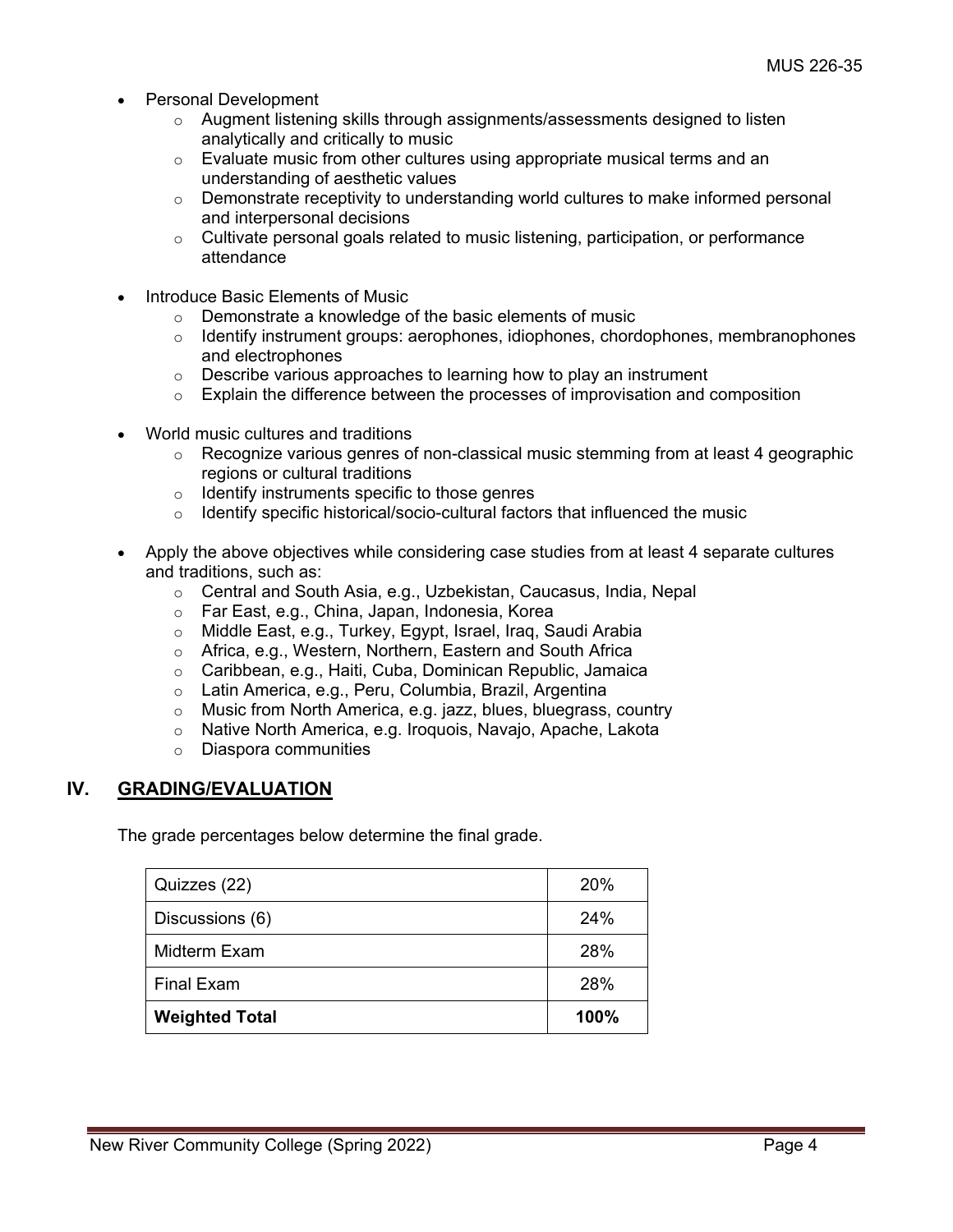- Personal Development
  - Augment listening skills through assignments/assessments designed to listen analytically and critically to music
  - Evaluate music from other cultures using appropriate musical terms and an understanding of aesthetic values
  - Demonstrate receptivity to understanding world cultures to make informed personal and interpersonal decisions
  - Cultivate personal goals related to music listening, participation, or performance attendance

- Introduce Basic Elements of Music
  - Demonstrate a knowledge of the basic elements of music
  - Identify instrument groups: aerophones, idiophones, chordophones, membranophones and electrophones
  - Describe various approaches to learning how to play an instrument
  - Explain the difference between the processes of improvisation and composition

- World music cultures and traditions
  - Recognize various genres of non-classical music stemming from at least 4 geographic regions or cultural traditions
  - Identify instruments specific to those genres
  - Identify specific historical/socio-cultural factors that influenced the music

- Apply the above objectives while considering case studies from at least 4 separate cultures and traditions, such as:
  - Central and South Asia, e.g., Uzbekistan, Caucasus, India, Nepal
  - Far East, e.g., China, Japan, Indonesia, Korea
  - Middle East, e.g., Turkey, Egypt, Israel, Iraq, Saudi Arabia
  - Africa, e.g., Western, Northern, Eastern and South Africa
  - Caribbean, e.g., Haiti, Cuba, Dominican Republic, Jamaica
  - Latin America, e.g., Peru, Columbia, Brazil, Argentina
  - Music from North America, e.g. jazz, blues, bluegrass, country
  - Native North America, e.g. Iroquois, Navajo, Apache, Lakota
  - Diaspora communities

## IV. GRADING/EVALUATION

The grade percentages below determine the final grade.

| Component | Weight |
|---|---|
| Quizzes (22) | 20% |
| Discussions (6) | 24% |
| Midterm Exam | 28% |
| Final Exam | 28% |
| **Weighted Total** | **100%** |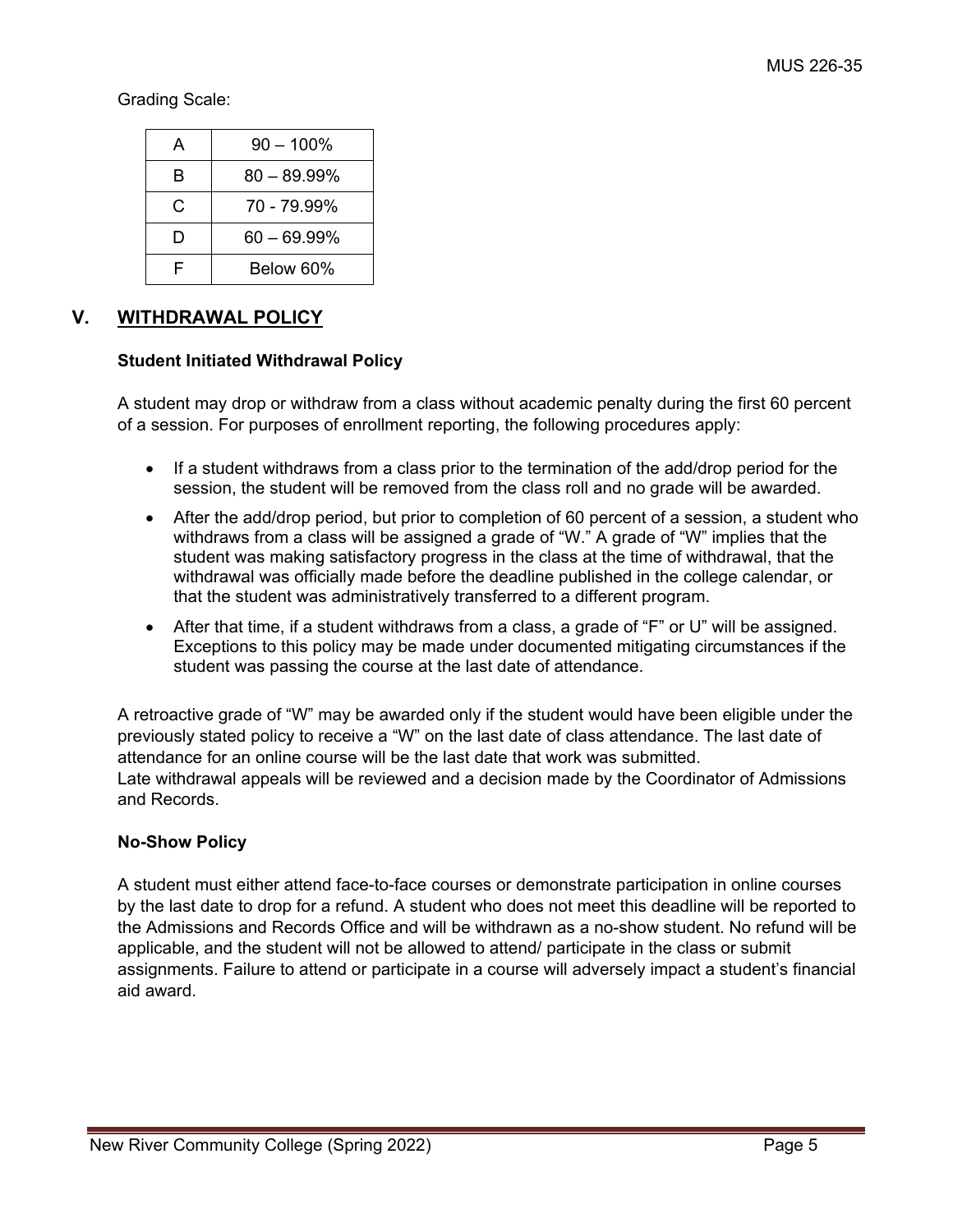Grading Scale:

| | |
|---|---|
| A | 90 – 100% |
| B | 80 – 89.99% |
| C | 70 - 79.99% |
| D | 60 – 69.99% |
| F | Below 60% |

## V. WITHDRAWAL POLICY

**Student Initiated Withdrawal Policy**

A student may drop or withdraw from a class without academic penalty during the first 60 percent of a session. For purposes of enrollment reporting, the following procedures apply:

- If a student withdraws from a class prior to the termination of the add/drop period for the session, the student will be removed from the class roll and no grade will be awarded.
- After the add/drop period, but prior to completion of 60 percent of a session, a student who withdraws from a class will be assigned a grade of "W." A grade of "W" implies that the student was making satisfactory progress in the class at the time of withdrawal, that the withdrawal was officially made before the deadline published in the college calendar, or that the student was administratively transferred to a different program.
- After that time, if a student withdraws from a class, a grade of "F" or U" will be assigned. Exceptions to this policy may be made under documented mitigating circumstances if the student was passing the course at the last date of attendance.

A retroactive grade of "W" may be awarded only if the student would have been eligible under the previously stated policy to receive a "W" on the last date of class attendance. The last date of attendance for an online course will be the last date that work was submitted.
Late withdrawal appeals will be reviewed and a decision made by the Coordinator of Admissions and Records.

**No-Show Policy**

A student must either attend face-to-face courses or demonstrate participation in online courses by the last date to drop for a refund. A student who does not meet this deadline will be reported to the Admissions and Records Office and will be withdrawn as a no-show student. No refund will be applicable, and the student will not be allowed to attend/ participate in the class or submit assignments. Failure to attend or participate in a course will adversely impact a student's financial aid award.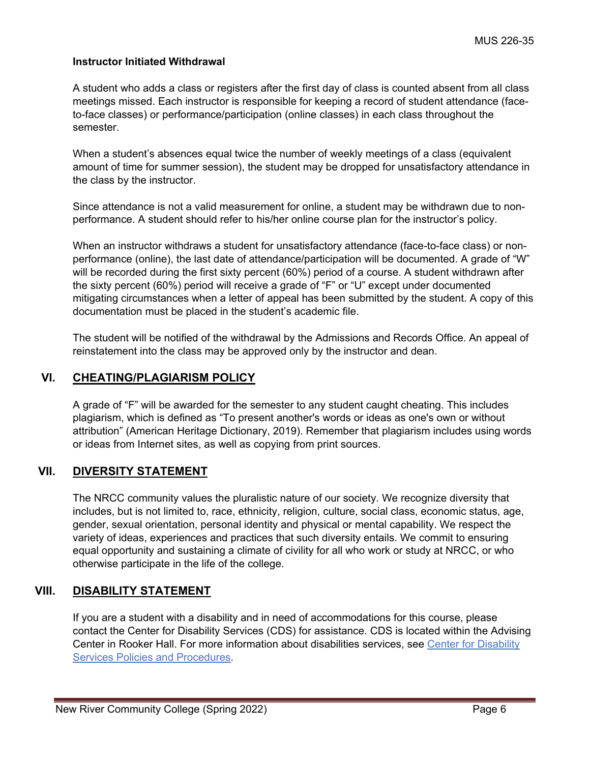**Instructor Initiated Withdrawal**

A student who adds a class or registers after the first day of class is counted absent from all class meetings missed. Each instructor is responsible for keeping a record of student attendance (face-to-face classes) or performance/participation (online classes) in each class throughout the semester.

When a student's absences equal twice the number of weekly meetings of a class (equivalent amount of time for summer session), the student may be dropped for unsatisfactory attendance in the class by the instructor.

Since attendance is not a valid measurement for online, a student may be withdrawn due to non-performance. A student should refer to his/her online course plan for the instructor's policy.

When an instructor withdraws a student for unsatisfactory attendance (face-to-face class) or non-performance (online), the last date of attendance/participation will be documented. A grade of "W" will be recorded during the first sixty percent (60%) period of a course. A student withdrawn after the sixty percent (60%) period will receive a grade of "F" or "U" except under documented mitigating circumstances when a letter of appeal has been submitted by the student. A copy of this documentation must be placed in the student's academic file.

The student will be notified of the withdrawal by the Admissions and Records Office. An appeal of reinstatement into the class may be approved only by the instructor and dean.

## VI. CHEATING/PLAGIARISM POLICY

A grade of "F" will be awarded for the semester to any student caught cheating. This includes plagiarism, which is defined as "To present another's words or ideas as one's own or without attribution" (American Heritage Dictionary, 2019). Remember that plagiarism includes using words or ideas from Internet sites, as well as copying from print sources.

## VII. DIVERSITY STATEMENT

The NRCC community values the pluralistic nature of our society. We recognize diversity that includes, but is not limited to, race, ethnicity, religion, culture, social class, economic status, age, gender, sexual orientation, personal identity and physical or mental capability. We respect the variety of ideas, experiences and practices that such diversity entails. We commit to ensuring equal opportunity and sustaining a climate of civility for all who work or study at NRCC, or who otherwise participate in the life of the college.

## VIII. DISABILITY STATEMENT

If you are a student with a disability and in need of accommodations for this course, please contact the Center for Disability Services (CDS) for assistance. CDS is located within the Advising Center in Rooker Hall. For more information about disabilities services, see Center for Disability Services Policies and Procedures.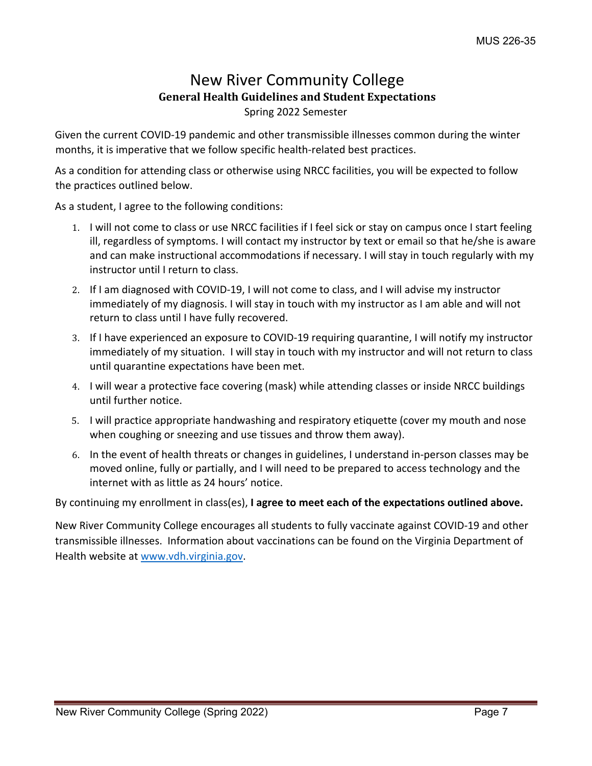# New River Community College

## General Health Guidelines and Student Expectations

Spring 2022 Semester

Given the current COVID-19 pandemic and other transmissible illnesses common during the winter months, it is imperative that we follow specific health-related best practices.

As a condition for attending class or otherwise using NRCC facilities, you will be expected to follow the practices outlined below.

As a student, I agree to the following conditions:

1. I will not come to class or use NRCC facilities if I feel sick or stay on campus once I start feeling ill, regardless of symptoms. I will contact my instructor by text or email so that he/she is aware and can make instructional accommodations if necessary. I will stay in touch regularly with my instructor until I return to class.
2. If I am diagnosed with COVID-19, I will not come to class, and I will advise my instructor immediately of my diagnosis. I will stay in touch with my instructor as I am able and will not return to class until I have fully recovered.
3. If I have experienced an exposure to COVID-19 requiring quarantine, I will notify my instructor immediately of my situation. I will stay in touch with my instructor and will not return to class until quarantine expectations have been met.
4. I will wear a protective face covering (mask) while attending classes or inside NRCC buildings until further notice.
5. I will practice appropriate handwashing and respiratory etiquette (cover my mouth and nose when coughing or sneezing and use tissues and throw them away).
6. In the event of health threats or changes in guidelines, I understand in-person classes may be moved online, fully or partially, and I will need to be prepared to access technology and the internet with as little as 24 hours' notice.

By continuing my enrollment in class(es), **I agree to meet each of the expectations outlined above.**

New River Community College encourages all students to fully vaccinate against COVID-19 and other transmissible illnesses. Information about vaccinations can be found on the Virginia Department of Health website at [www.vdh.virginia.gov](http://www.vdh.virginia.gov).